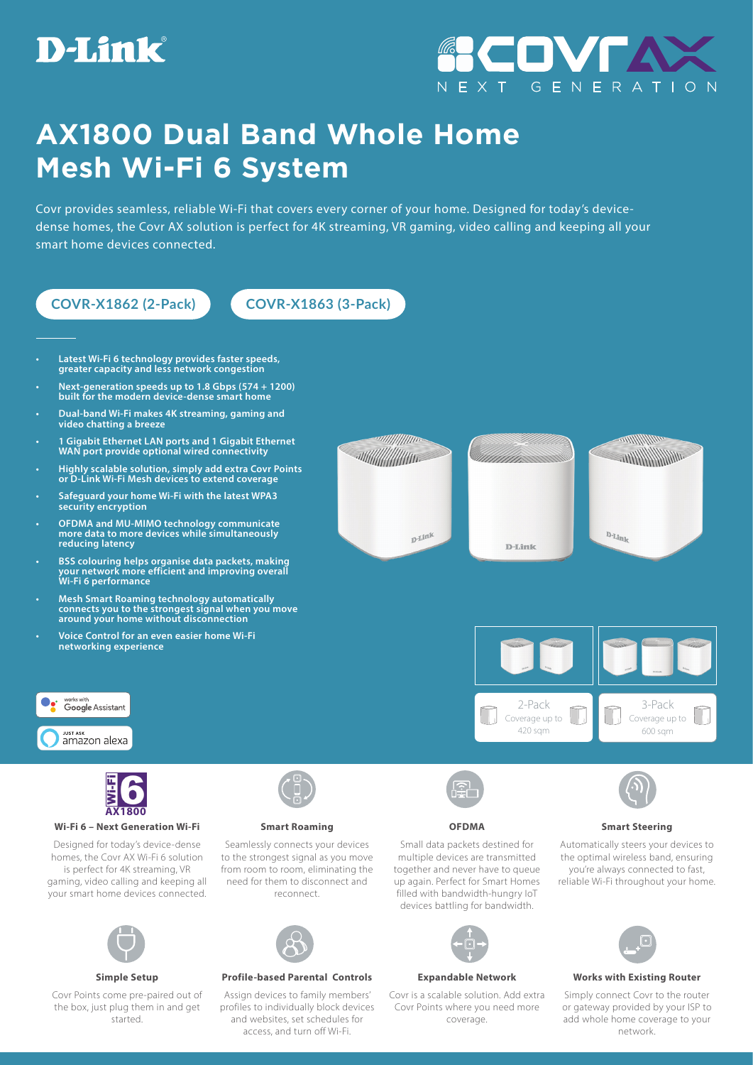D-Link®

COVR AX
NEXT GENERATION

# AX1800 Dual Band Whole Home Mesh Wi-Fi 6 System

Covr provides seamless, reliable Wi-Fi that covers every corner of your home. Designed for today's device-dense homes, the Covr AX solution is perfect for 4K streaming, VR gaming, video calling and keeping all your smart home devices connected.

**COVR-X1862 (2-Pack)** **COVR-X1863 (3-Pack)**

- **Latest Wi-Fi 6 technology provides faster speeds, greater capacity and less network congestion**
- **Next-generation speeds up to 1.8 Gbps (574 + 1200) built for the modern device-dense smart home**
- **Dual-band Wi-Fi makes 4K streaming, gaming and video chatting a breeze**
- **1 Gigabit Ethernet LAN ports and 1 Gigabit Ethernet WAN port provide optional wired connectivity**
- **Highly scalable solution, simply add extra Covr Points or D-Link Wi-Fi Mesh devices to extend coverage**
- **Safeguard your home Wi-Fi with the latest WPA3 security encryption**
- **OFDMA and MU-MIMO technology communicate more data to more devices while simultaneously reducing latency**
- **BSS colouring helps organise data packets, making your network more efficient and improving overall Wi-Fi 6 performance**
- **Mesh Smart Roaming technology automatically connects you to the strongest signal when you move around your home without disconnection**
- **Voice Control for an even easier home Wi-Fi networking experience**

works with Google Assistant

JUST ASK amazon alexa

2-Pack
Coverage up to 420 sqm

3-Pack
Coverage up to 600 sqm

Wi-Fi 6 AX1800

### Wi-Fi 6 – Next Generation Wi-Fi

Designed for today's device-dense homes, the Covr AX Wi-Fi 6 solution is perfect for 4K streaming, VR gaming, video calling and keeping all your smart home devices connected.

### Smart Roaming

Seamlessly connects your devices to the strongest signal as you move from room to room, eliminating the need for them to disconnect and reconnect.

### OFDMA

Small data packets destined for multiple devices are transmitted together and never have to queue up again. Perfect for Smart Homes filled with bandwidth-hungry IoT devices battling for bandwidth.

### Smart Steering

Automatically steers your devices to the optimal wireless band, ensuring you're always connected to fast, reliable Wi-Fi throughout your home.

### Simple Setup

Covr Points come pre-paired out of the box, just plug them in and get started.

### Profile-based Parental Controls

Assign devices to family members' profiles to individually block devices and websites, set schedules for access, and turn off Wi-Fi.

### Expandable Network

Covr is a scalable solution. Add extra Covr Points where you need more coverage.

### Works with Existing Router

Simply connect Covr to the router or gateway provided by your ISP to add whole home coverage to your network.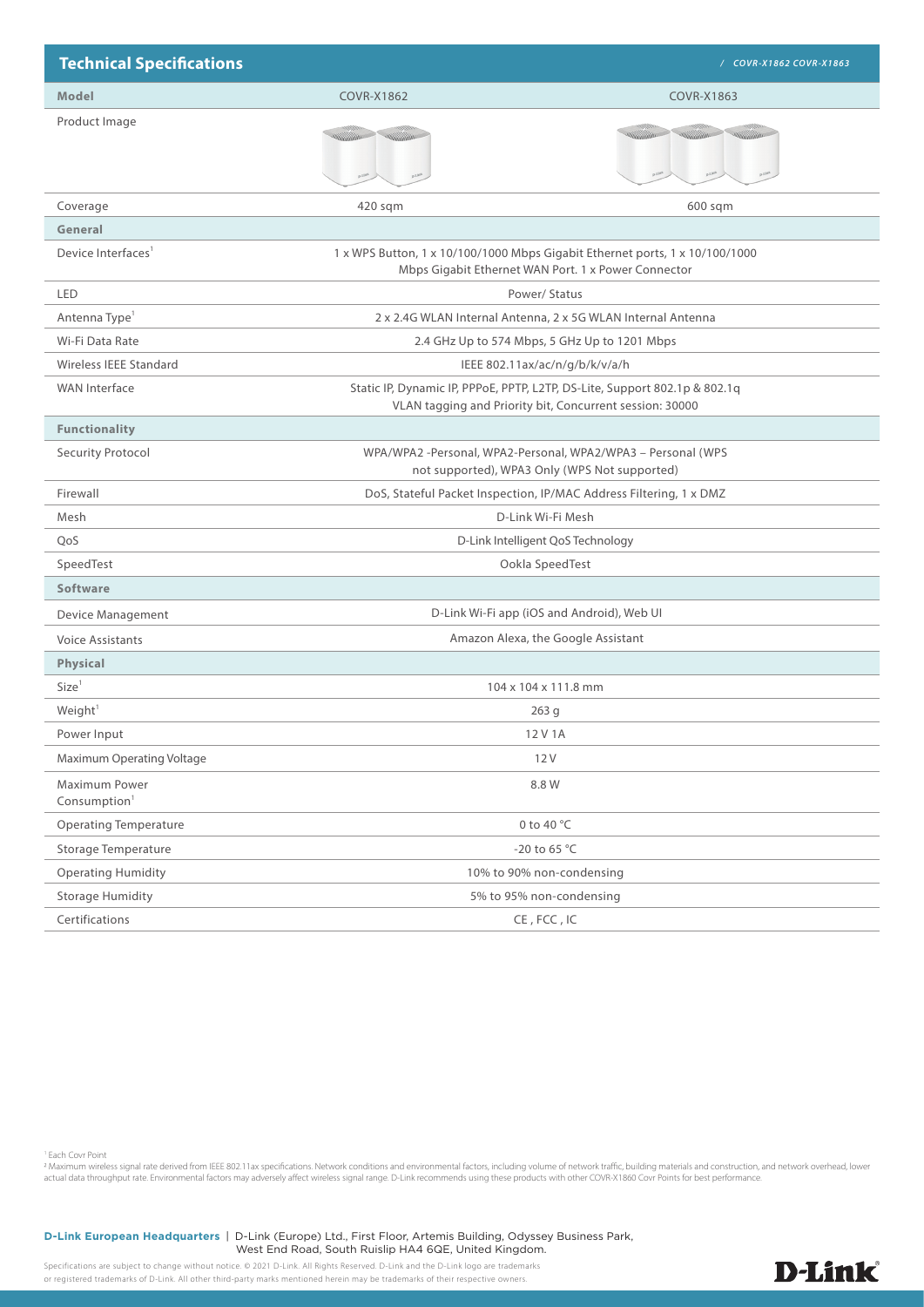## Technical Specifications

/ COVR-X1862 COVR-X1863

| Model | COVR-X1862 | COVR-X1863 |
|---|---|---|
| Product Image | | |
| Coverage | 420 sqm | 600 sqm |
| **General** | | |
| Device Interfaces[1] | 1 x WPS Button, 1 x 10/100/1000 Mbps Gigabit Ethernet ports, 1 x 10/100/1000 Mbps Gigabit Ethernet WAN Port. 1 x Power Connector | |
| LED | Power/ Status | |
| Antenna Type[1] | 2 x 2.4G WLAN Internal Antenna, 2 x 5G WLAN Internal Antenna | |
| Wi-Fi Data Rate | 2.4 GHz Up to 574 Mbps, 5 GHz Up to 1201 Mbps | |
| Wireless IEEE Standard | IEEE 802.11ax/ac/n/g/b/k/v/a/h | |
| WAN Interface | Static IP, Dynamic IP, PPPoE, PPTP, L2TP, DS-Lite, Support 802.1p & 802.1q VLAN tagging and Priority bit, Concurrent session: 30000 | |
| **Functionality** | | |
| Security Protocol | WPA/WPA2 -Personal, WPA2-Personal, WPA2/WPA3 – Personal (WPS not supported), WPA3 Only (WPS Not supported) | |
| Firewall | DoS, Stateful Packet Inspection, IP/MAC Address Filtering, 1 x DMZ | |
| Mesh | D-Link Wi-Fi Mesh | |
| QoS | D-Link Intelligent QoS Technology | |
| SpeedTest | Ookla SpeedTest | |
| **Software** | | |
| Device Management | D-Link Wi-Fi app (iOS and Android), Web UI | |
| Voice Assistants | Amazon Alexa, the Google Assistant | |
| **Physical** | | |
| Size[1] | 104 x 104 x 111.8 mm | |
| Weight[1] | 263 g | |
| Power Input | 12 V 1A | |
| Maximum Operating Voltage | 12 V | |
| Maximum Power Consumption[1] | 8.8 W | |
| Operating Temperature | 0 to 40 °C | |
| Storage Temperature | -20 to 65 °C | |
| Operating Humidity | 10% to 90% non-condensing | |
| Storage Humidity | 5% to 95% non-condensing | |
| Certifications | CE , FCC , IC | |

[1] Each Covr Point

[2] Maximum wireless signal rate derived from IEEE 802.11ax specifications. Network conditions and environmental factors, including volume of network traffic, building materials and construction, and network overhead, lower actual data throughput rate. Environmental factors may adversely affect wireless signal range. D-Link recommends using these products with other COVR-X1860 Covr Points for best performance.

**D-Link European Headquarters** | D-Link (Europe) Ltd., First Floor, Artemis Building, Odyssey Business Park, West End Road, South Ruislip HA4 6QE, United Kingdom.

Specifications are subject to change without notice. © 2021 D-Link. All Rights Reserved. D-Link and the D-Link logo are trademarks or registered trademarks of D-Link. All other third-party marks mentioned herein may be trademarks of their respective owners.

D-Link®